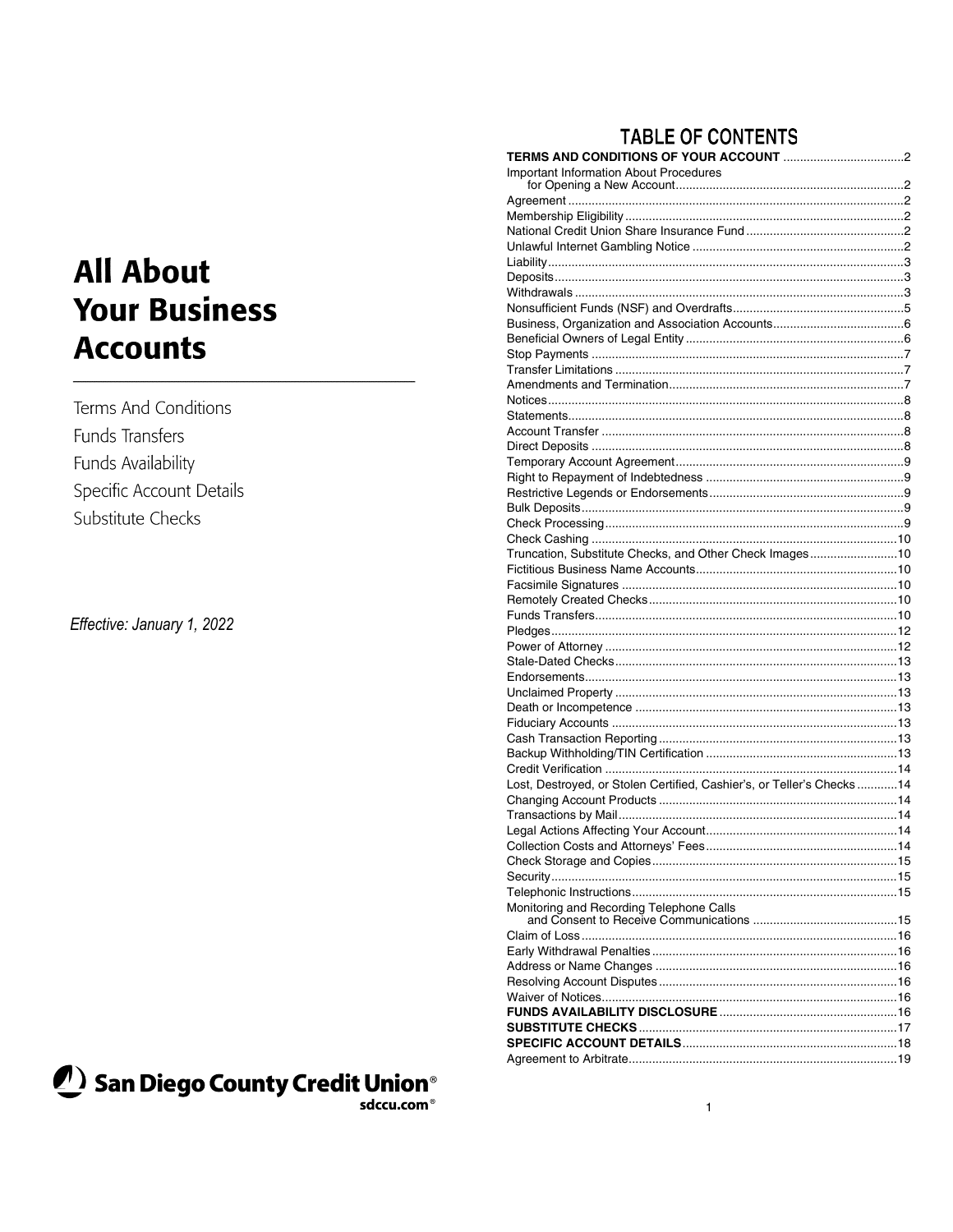# All About Your Business Accounts

Terms And Conditions

Funds Transfers

Funds Availability

Specific Account Details

Substitute Checks

*Effective: January 1, 2022*

San Diego County Credit Union®

sdccu.com®

## TABLE OF CONTENTS

| | |
|---|---|
| **TERMS AND CONDITIONS OF YOUR ACCOUNT** | 2 |
| Important Information About Procedures for Opening a New Account | 2 |
| Agreement | 2 |
| Membership Eligibility | 2 |
| National Credit Union Share Insurance Fund | 2 |
| Unlawful Internet Gambling Notice | 2 |
| Liability | 3 |
| Deposits | 3 |
| Withdrawals | 3 |
| Nonsufficient Funds (NSF) and Overdrafts | 5 |
| Business, Organization and Association Accounts | 6 |
| Beneficial Owners of Legal Entity | 6 |
| Stop Payments | 7 |
| Transfer Limitations | 7 |
| Amendments and Termination | 7 |
| Notices | 8 |
| Statements | 8 |
| Account Transfer | 8 |
| Direct Deposits | 8 |
| Temporary Account Agreement | 9 |
| Right to Repayment of Indebtedness | 9 |
| Restrictive Legends or Endorsements | 9 |
| Bulk Deposits | 9 |
| Check Processing | 9 |
| Check Cashing | 10 |
| Truncation, Substitute Checks, and Other Check Images | 10 |
| Fictitious Business Name Accounts | 10 |
| Facsimile Signatures | 10 |
| Remotely Created Checks | 10 |
| Funds Transfers | 10 |
| Pledges | 12 |
| Power of Attorney | 12 |
| Stale-Dated Checks | 13 |
| Endorsements | 13 |
| Unclaimed Property | 13 |
| Death or Incompetence | 13 |
| Fiduciary Accounts | 13 |
| Cash Transaction Reporting | 13 |
| Backup Withholding/TIN Certification | 13 |
| Credit Verification | 14 |
| Lost, Destroyed, or Stolen Certified, Cashier's, or Teller's Checks | 14 |
| Changing Account Products | 14 |
| Transactions by Mail | 14 |
| Legal Actions Affecting Your Account | 14 |
| Collection Costs and Attorneys' Fees | 14 |
| Check Storage and Copies | 15 |
| Security | 15 |
| Telephonic Instructions | 15 |
| Monitoring and Recording Telephone Calls and Consent to Receive Communications | 15 |
| Claim of Loss | 16 |
| Early Withdrawal Penalties | 16 |
| Address or Name Changes | 16 |
| Resolving Account Disputes | 16 |
| Waiver of Notices | 16 |
| **FUNDS AVAILABILITY DISCLOSURE** | 16 |
| **SUBSTITUTE CHECKS** | 17 |
| **SPECIFIC ACCOUNT DETAILS** | 18 |
| Agreement to Arbitrate | 19 |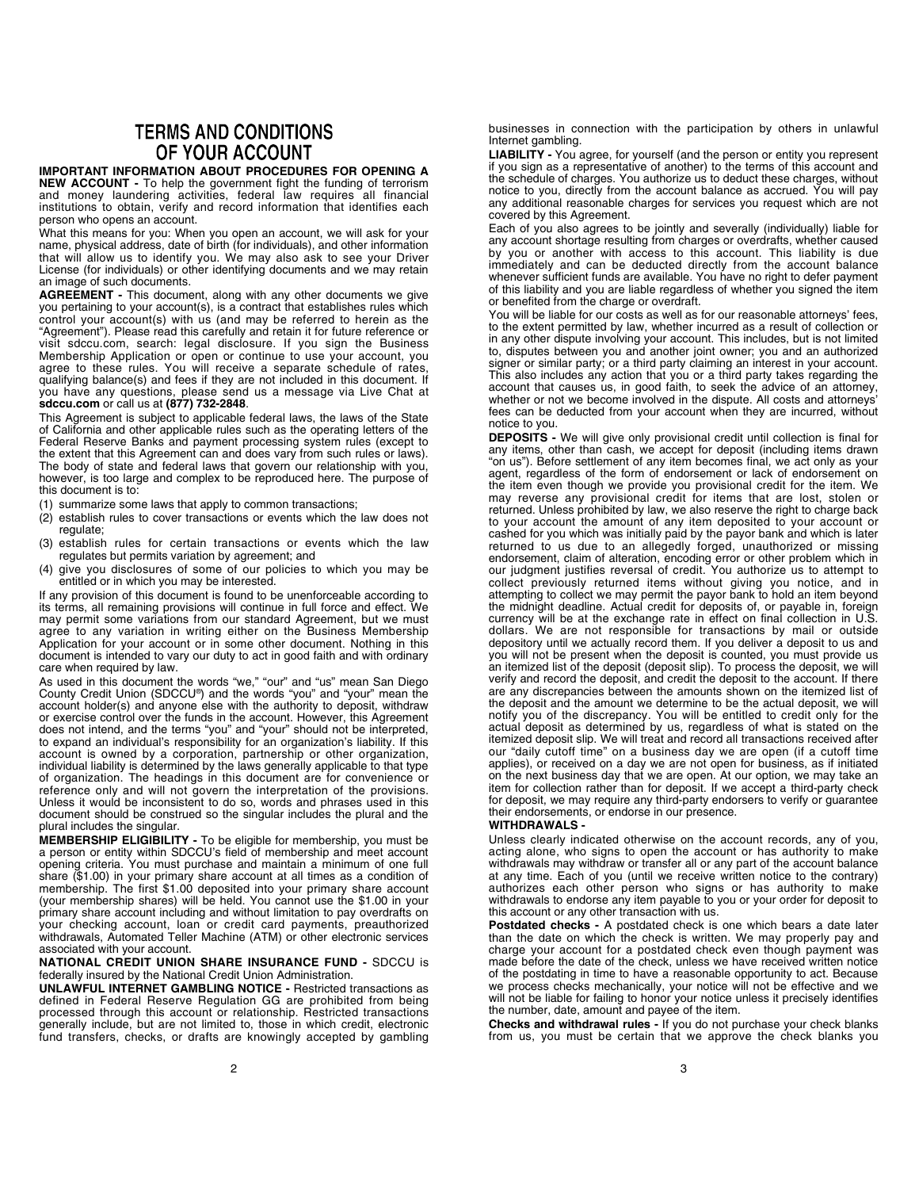# TERMS AND CONDITIONS OF YOUR ACCOUNT

**IMPORTANT INFORMATION ABOUT PROCEDURES FOR OPENING A NEW ACCOUNT -** To help the government fight the funding of terrorism and money laundering activities, federal law requires all financial institutions to obtain, verify and record information that identifies each person who opens an account.

What this means for you: When you open an account, we will ask for your name, physical address, date of birth (for individuals), and other information that will allow us to identify you. We may also ask to see your Driver License (for individuals) or other identifying documents and we may retain an image of such documents.

**AGREEMENT -** This document, along with any other documents we give you pertaining to your account(s), is a contract that establishes rules which control your account(s) with us (and may be referred to herein as the "Agreement"). Please read this carefully and retain it for future reference or visit sdccu.com, search: legal disclosure. If you sign the Business Membership Application or open or continue to use your account, you agree to these rules. You will receive a separate schedule of rates, qualifying balance(s) and fees if they are not included in this document. If you have any questions, please send us a message via Live Chat at **sdccu.com** or call us at **(877) 732-2848**.

This Agreement is subject to applicable federal laws, the laws of the State of California and other applicable rules such as the operating letters of the Federal Reserve Banks and payment processing system rules (except to the extent that this Agreement can and does vary from such rules or laws). The body of state and federal laws that govern our relationship with you, however, is too large and complex to be reproduced here. The purpose of this document is to:

(1) summarize some laws that apply to common transactions;
(2) establish rules to cover transactions or events which the law does not regulate;
(3) establish rules for certain transactions or events which the law regulates but permits variation by agreement; and
(4) give you disclosures of some of our policies to which you may be entitled or in which you may be interested.

If any provision of this document is found to be unenforceable according to its terms, all remaining provisions will continue in full force and effect. We may permit some variations from our standard Agreement, but we must agree to any variation in writing either on the Business Membership Application for your account or in some other document. Nothing in this document is intended to vary our duty to act in good faith and with ordinary care when required by law.

As used in this document the words "we," "our" and "us" mean San Diego County Credit Union (SDCCU®) and the words "you" and "your" mean the account holder(s) and anyone else with the authority to deposit, withdraw or exercise control over the funds in the account. However, this Agreement does not intend, and the terms "you" and "your" should not be interpreted, to expand an individual's responsibility for an organization's liability. If this account is owned by a corporation, partnership or other organization, individual liability is determined by the laws generally applicable to that type of organization. The headings in this document are for convenience or reference only and will not govern the interpretation of the provisions. Unless it would be inconsistent to do so, words and phrases used in this document should be construed so the singular includes the plural and the plural includes the singular.

**MEMBERSHIP ELIGIBILITY -** To be eligible for membership, you must be a person or entity within SDCCU's field of membership and meet account opening criteria. You must purchase and maintain a minimum of one full share ($1.00) in your primary share account at all times as a condition of membership. The first $1.00 deposited into your primary share account (your membership shares) will be held. You cannot use the $1.00 in your primary share account including and without limitation to pay overdrafts on your checking account, loan or credit card payments, preauthorized withdrawals, Automated Teller Machine (ATM) or other electronic services associated with your account.

**NATIONAL CREDIT UNION SHARE INSURANCE FUND -** SDCCU is federally insured by the National Credit Union Administration.

**UNLAWFUL INTERNET GAMBLING NOTICE -** Restricted transactions as defined in Federal Reserve Regulation GG are prohibited from being processed through this account or relationship. Restricted transactions generally include, but are not limited to, those in which credit, electronic fund transfers, checks, or drafts are knowingly accepted by gambling businesses in connection with the participation by others in unlawful Internet gambling.

**LIABILITY -** You agree, for yourself (and the person or entity you represent if you sign as a representative of another) to the terms of this account and the schedule of charges. You authorize us to deduct these charges, without notice to you, directly from the account balance as accrued. You will pay any additional reasonable charges for services you request which are not covered by this Agreement.

Each of you also agrees to be jointly and severally (individually) liable for any account shortage resulting from charges or overdrafts, whether caused by you or another with access to this account. This liability is due immediately and can be deducted directly from the account balance whenever sufficient funds are available. You have no right to defer payment of this liability and you are liable regardless of whether you signed the item or benefited from the charge or overdraft.

You will be liable for our costs as well as for our reasonable attorneys' fees, to the extent permitted by law, whether incurred as a result of collection or in any other dispute involving your account. This includes, but is not limited to, disputes between you and another joint owner; you and an authorized signer or similar party; or a third party claiming an interest in your account. This also includes any action that you or a third party takes regarding the account that causes us, in good faith, to seek the advice of an attorney, whether or not we become involved in the dispute. All costs and attorneys' fees can be deducted from your account when they are incurred, without notice to you.

**DEPOSITS -** We will give only provisional credit until collection is final for any items, other than cash, we accept for deposit (including items drawn "on us"). Before settlement of any item becomes final, we act only as your agent, regardless of the form of endorsement or lack of endorsement on the item even though we provide you provisional credit for the item. We may reverse any provisional credit for items that are lost, stolen or returned. Unless prohibited by law, we also reserve the right to charge back to your account the amount of any item deposited to your account or cashed for you which was initially paid by the payor bank and which is later returned to us due to an allegedly forged, unauthorized or missing endorsement, claim of alteration, encoding error or other problem which in our judgment justifies reversal of credit. You authorize us to attempt to collect previously returned items without giving you notice, and in attempting to collect we may permit the payor bank to hold an item beyond the midnight deadline. Actual credit for deposits of, or payable in, foreign currency will be at the exchange rate in effect on final collection in U.S. dollars. We are not responsible for transactions by mail or outside depository until we actually record them. If you deliver a deposit to us and you will not be present when the deposit is counted, you must provide us an itemized list of the deposit (deposit slip). To process the deposit, we will verify and record the deposit, and credit the deposit to the account. If there are any discrepancies between the amounts shown on the itemized list of the deposit and the amount we determine to be the actual deposit, we will notify you of the discrepancy. You will be entitled to credit only for the actual deposit as determined by us, regardless of what is stated on the itemized deposit slip. We will treat and record all transactions received after our "daily cutoff time" on a business day we are open (if a cutoff time applies), or received on a day we are not open for business, as if initiated on the next business day that we are open. At our option, we may take an item for collection rather than for deposit. If we accept a third-party check for deposit, we may require any third-party endorsers to verify or guarantee their endorsements, or endorse in our presence.

**WITHDRAWALS -**

Unless clearly indicated otherwise on the account records, any of you, acting alone, who signs to open the account or has authority to make withdrawals may withdraw or transfer all or any part of the account balance at any time. Each of you (until we receive written notice to the contrary) authorizes each other person who signs or has authority to make withdrawals to endorse any item payable to you or your order for deposit to this account or any other transaction with us.

**Postdated checks -** A postdated check is one which bears a date later than the date on which the check is written. We may properly pay and charge your account for a postdated check even though payment was made before the date of the check, unless we have received written notice of the postdating in time to have a reasonable opportunity to act. Because we process checks mechanically, your notice will not be effective and we will not be liable for failing to honor your notice unless it precisely identifies the number, date, amount and payee of the item.

**Checks and withdrawal rules -** If you do not purchase your check blanks from us, you must be certain that we approve the check blanks you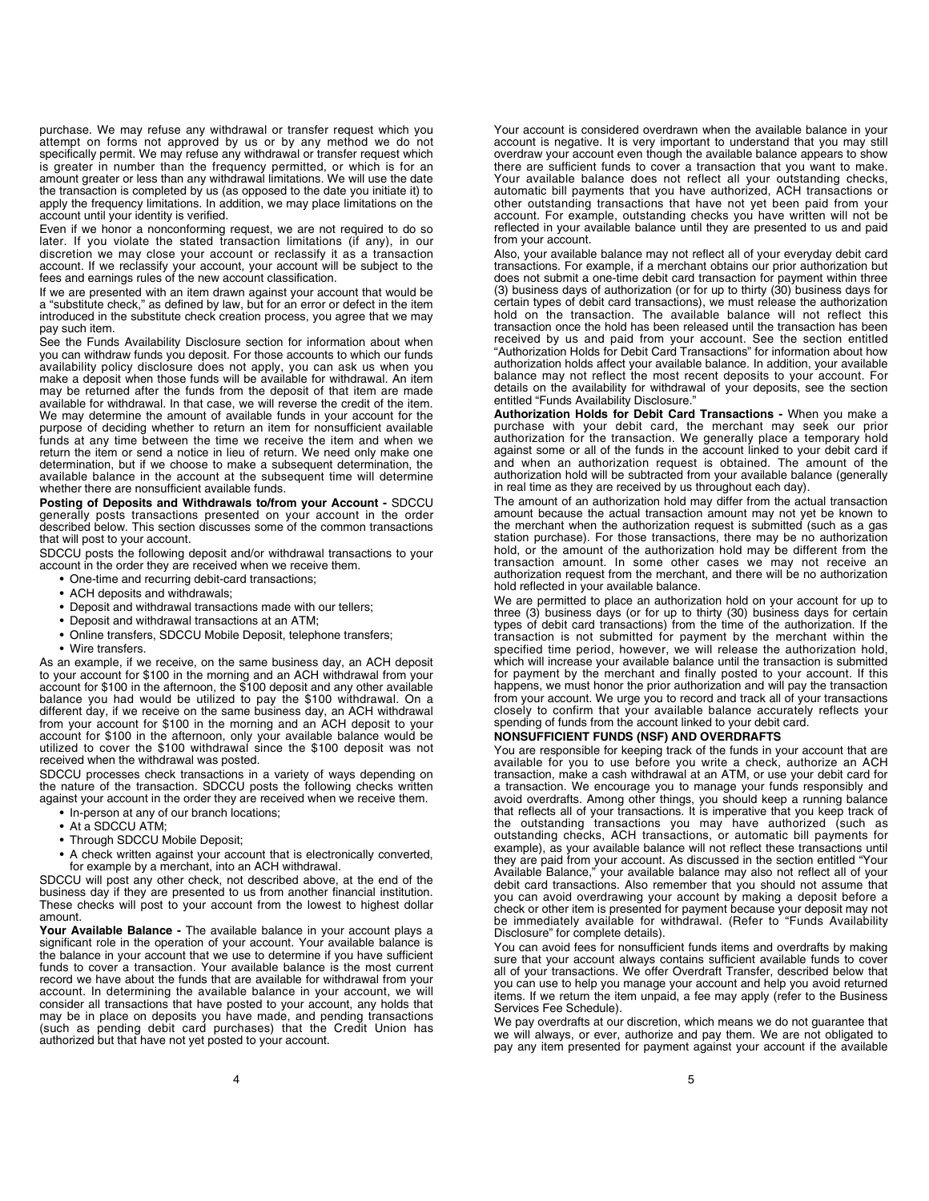purchase. We may refuse any withdrawal or transfer request which you attempt on forms not approved by us or by any method we do not specifically permit. We may refuse any withdrawal or transfer request which is greater in number than the frequency permitted, or which is for an amount greater or less than any withdrawal limitations. We will use the date the transaction is completed by us (as opposed to the date you initiate it) to apply the frequency limitations. In addition, we may place limitations on the account until your identity is verified.

Even if we honor a nonconforming request, we are not required to do so later. If you violate the stated transaction limitations (if any), in our discretion we may close your account or reclassify it as a transaction account. If we reclassify your account, your account will be subject to the fees and earnings rules of the new account classification.

If we are presented with an item drawn against your account that would be a "substitute check," as defined by law, but for an error or defect in the item introduced in the substitute check creation process, you agree that we may pay such item.

See the Funds Availability Disclosure section for information about when you can withdraw funds you deposit. For those accounts to which our funds availability policy disclosure does not apply, you can ask us when you make a deposit when those funds will be available for withdrawal. An item may be returned after the funds from the deposit of that item are made available for withdrawal. In that case, we will reverse the credit of the item. We may determine the amount of available funds in your account for the purpose of deciding whether to return an item for nonsufficient available funds at any time between the time we receive the item and when we return the item or send a notice in lieu of return. We need only make one determination, but if we choose to make a subsequent determination, the available balance in the account at the subsequent time will determine whether there are nonsufficient available funds.

**Posting of Deposits and Withdrawals to/from your Account -** SDCCU generally posts transactions presented on your account in the order described below. This section discusses some of the common transactions that will post to your account.

SDCCU posts the following deposit and/or withdrawal transactions to your account in the order they are received when we receive them.

- One-time and recurring debit-card transactions;
- ACH deposits and withdrawals;
- Deposit and withdrawal transactions made with our tellers;
- Deposit and withdrawal transactions at an ATM;
- Online transfers, SDCCU Mobile Deposit, telephone transfers;
- Wire transfers.

As an example, if we receive, on the same business day, an ACH deposit to your account for $100 in the morning and an ACH withdrawal from your account for $100 in the afternoon, the $100 deposit and any other available balance you had would be utilized to pay the $100 withdrawal. On a different day, if we receive on the same business day, an ACH withdrawal from your account for $100 in the morning and an ACH deposit to your account for $100 in the afternoon, only your available balance would be utilized to cover the $100 withdrawal since the $100 deposit was not received when the withdrawal was posted.

SDCCU processes check transactions in a variety of ways depending on the nature of the transaction. SDCCU posts the following checks written against your account in the order they are received when we receive them.

- In-person at any of our branch locations;
- At a SDCCU ATM;
- Through SDCCU Mobile Deposit;
- A check written against your account that is electronically converted, for example by a merchant, into an ACH withdrawal.

SDCCU will post any other check, not described above, at the end of the business day if they are presented to us from another financial institution. These checks will post to your account from the lowest to highest dollar amount.

**Your Available Balance -** The available balance in your account plays a significant role in the operation of your account. Your available balance is the balance in your account that we use to determine if you have sufficient funds to cover a transaction. Your available balance is the most current record we have about the funds that are available for withdrawal from your account. In determining the available balance in your account, we will consider all transactions that have posted to your account, any holds that may be in place on deposits you have made, and pending transactions (such as pending debit card purchases) that the Credit Union has authorized but that have not yet posted to your account.

Your account is considered overdrawn when the available balance in your account is negative. It is very important to understand that you may still overdraw your account even though the available balance appears to show there are sufficient funds to cover a transaction that you want to make. Your available balance does not reflect all your outstanding checks, automatic bill payments that you have authorized, ACH transactions or other outstanding transactions that have not yet been paid from your account. For example, outstanding checks you have written will not be reflected in your available balance until they are presented to us and paid from your account.

Also, your available balance may not reflect all of your everyday debit card transactions. For example, if a merchant obtains our prior authorization but does not submit a one-time debit card transaction for payment within three (3) business days of authorization (or for up to thirty (30) business days for certain types of debit card transactions), we must release the authorization hold on the transaction. The available balance will not reflect this transaction once the hold has been released until the transaction has been received by us and paid from your account. See the section entitled "Authorization Holds for Debit Card Transactions" for information about how authorization holds affect your available balance. In addition, your available balance may not reflect the most recent deposits to your account. For details on the availability for withdrawal of your deposits, see the section entitled "Funds Availability Disclosure."

**Authorization Holds for Debit Card Transactions -** When you make a purchase with your debit card, the merchant may seek our prior authorization for the transaction. We generally place a temporary hold against some or all of the funds in the account linked to your debit card if and when an authorization request is obtained. The amount of the authorization hold will be subtracted from your available balance (generally in real time as they are received by us throughout each day).

The amount of an authorization hold may differ from the actual transaction amount because the actual transaction amount may not yet be known to the merchant when the authorization request is submitted (such as a gas station purchase). For those transactions, there may be no authorization hold, or the amount of the authorization hold may be different from the transaction amount. In some other cases we may not receive an authorization request from the merchant, and there will be no authorization hold reflected in your available balance.

We are permitted to place an authorization hold on your account for up to three (3) business days (or for up to thirty (30) business days for certain types of debit card transactions) from the time of the authorization. If the transaction is not submitted for payment by the merchant within the specified time period, however, we will release the authorization hold, which will increase your available balance until the transaction is submitted for payment by the merchant and finally posted to your account. If this happens, we must honor the prior authorization and will pay the transaction from your account. We urge you to record and track all of your transactions closely to confirm that your available balance accurately reflects your spending of funds from the account linked to your debit card.

**NONSUFFICIENT FUNDS (NSF) AND OVERDRAFTS**

You are responsible for keeping track of the funds in your account that are available for you to use before you write a check, authorize an ACH transaction, make a cash withdrawal at an ATM, or use your debit card for a transaction. We encourage you to manage your funds responsibly and avoid overdrafts. Among other things, you should keep a running balance that reflects all of your transactions. It is imperative that you keep track of the outstanding transactions you may have authorized (such as outstanding checks, ACH transactions, or automatic bill payments for example), as your available balance will not reflect these transactions until they are paid from your account. As discussed in the section entitled "Your Available Balance," your available balance may also not reflect all of your debit card transactions. Also remember that you should not assume that you can avoid overdrawing your account by making a deposit before a check or other item is presented for payment because your deposit may not be immediately available for withdrawal. (Refer to "Funds Availability Disclosure" for complete details).

You can avoid fees for nonsufficient funds items and overdrafts by making sure that your account always contains sufficient available funds to cover all of your transactions. We offer Overdraft Transfer, described below that you can use to help you manage your account and help you avoid returned items. If we return the item unpaid, a fee may apply (refer to the Business Services Fee Schedule).

We pay overdrafts at our discretion, which means we do not guarantee that we will always, or ever, authorize and pay them. We are not obligated to pay any item presented for payment against your account if the available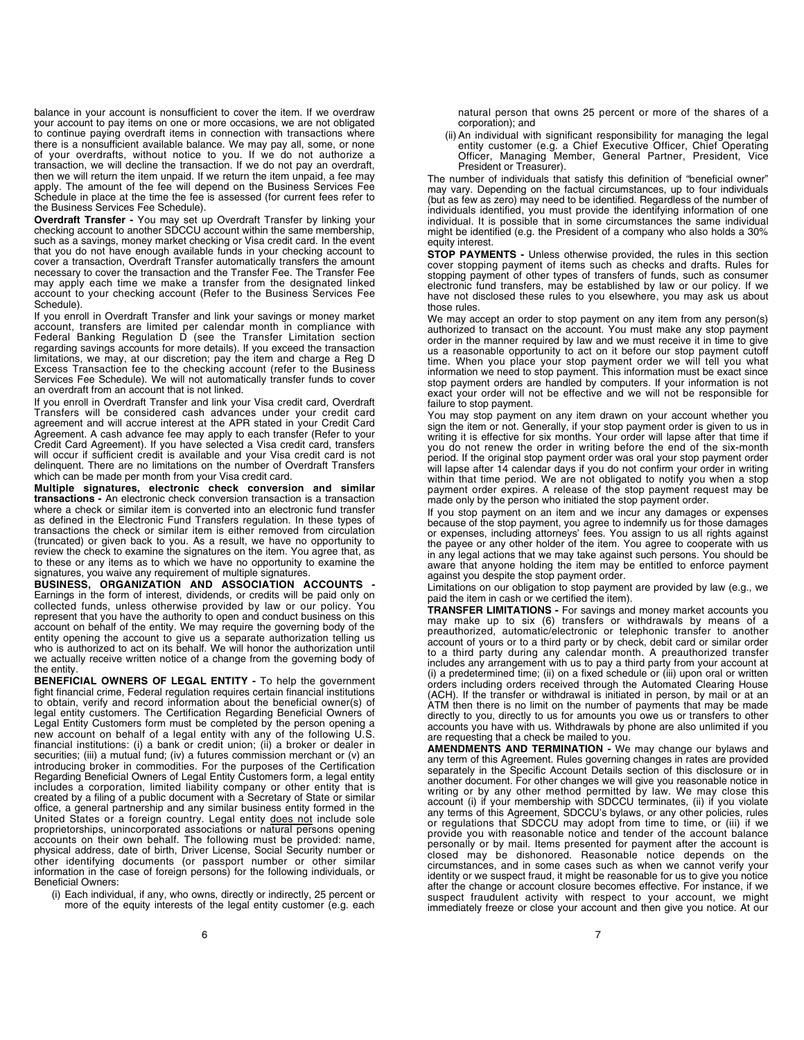balance in your account is nonsufficient to cover the item. If we overdraw your account to pay items on one or more occasions, we are not obligated to continue paying overdraft items in connection with transactions where there is a nonsufficient available balance. We may pay all, some, or none of your overdrafts, without notice to you. If we do not authorize a transaction, we will decline the transaction. If we do not pay an overdraft, then we will return the item unpaid. If we return the item unpaid, a fee may apply. The amount of the fee will depend on the Business Services Fee Schedule in place at the time the fee is assessed (for current fees refer to the Business Services Fee Schedule).

**Overdraft Transfer -** You may set up Overdraft Transfer by linking your checking account to another SDCCU account within the same membership, such as a savings, money market checking or Visa credit card. In the event that you do not have enough available funds in your checking account to cover a transaction, Overdraft Transfer automatically transfers the amount necessary to cover the transaction and the Transfer Fee. The Transfer Fee may apply each time we make a transfer from the designated linked account to your checking account (Refer to the Business Services Fee Schedule).

If you enroll in Overdraft Transfer and link your savings or money market account, transfers are limited per calendar month in compliance with Federal Banking Regulation D (see the Transfer Limitation section regarding savings accounts for more details). If you exceed the transaction limitations, we may, at our discretion; pay the item and charge a Reg D Excess Transaction fee to the checking account (refer to the Business Services Fee Schedule). We will not automatically transfer funds to cover an overdraft from an account that is not linked.

If you enroll in Overdraft Transfer and link your Visa credit card, Overdraft Transfers will be considered cash advances under your credit card agreement and will accrue interest at the APR stated in your Credit Card Agreement. A cash advance fee may apply to each transfer (Refer to your Credit Card Agreement). If you have selected a Visa credit card, transfers will occur if sufficient credit is available and your Visa credit card is not delinquent. There are no limitations on the number of Overdraft Transfers which can be made per month from your Visa credit card.

**Multiple signatures, electronic check conversion and similar transactions -** An electronic check conversion transaction is a transaction where a check or similar item is converted into an electronic fund transfer as defined in the Electronic Fund Transfers regulation. In these types of transactions the check or similar item is either removed from circulation (truncated) or given back to you. As a result, we have no opportunity to review the check to examine the signatures on the item. You agree that, as to these or any items as to which we have no opportunity to examine the signatures, you waive any requirement of multiple signatures.

**BUSINESS, ORGANIZATION AND ASSOCIATION ACCOUNTS -** Earnings in the form of interest, dividends, or credits will be paid only on collected funds, unless otherwise provided by law or our policy. You represent that you have the authority to open and conduct business on this account on behalf of the entity. We may require the governing body of the entity opening the account to give us a separate authorization telling us who is authorized to act on its behalf. We will honor the authorization until we actually receive written notice of a change from the governing body of the entity.

**BENEFICIAL OWNERS OF LEGAL ENTITY -** To help the government fight financial crime, Federal regulation requires certain financial institutions to obtain, verify and record information about the beneficial owner(s) of legal entity customers. The Certification Regarding Beneficial Owners of Legal Entity Customers form must be completed by the person opening a new account on behalf of a legal entity with any of the following U.S. financial institutions: (i) a bank or credit union; (ii) a broker or dealer in securities; (iii) a mutual fund; (iv) a futures commission merchant or (v) an introducing broker in commodities. For the purposes of the Certification Regarding Beneficial Owners of Legal Entity Customers form, a legal entity includes a corporation, limited liability company or other entity that is created by a filing of a public document with a Secretary of State or similar office, a general partnership and any similar business entity formed in the United States or a foreign country. Legal entity does not include sole proprietorships, unincorporated associations or natural persons opening accounts on their own behalf. The following must be provided: name, physical address, date of birth, Driver License, Social Security number or other identifying documents (or passport number or other similar information in the case of foreign persons) for the following individuals, or Beneficial Owners:

(i) Each individual, if any, who owns, directly or indirectly, 25 percent or more of the equity interests of the legal entity customer (e.g. each natural person that owns 25 percent or more of the shares of a corporation); and

(ii) An individual with significant responsibility for managing the legal entity customer (e.g. a Chief Executive Officer, Chief Operating Officer, Managing Member, General Partner, President, Vice President or Treasurer).

The number of individuals that satisfy this definition of "beneficial owner" may vary. Depending on the factual circumstances, up to four individuals (but as few as zero) may need to be identified. Regardless of the number of individuals identified, you must provide the identifying information of one individual. It is possible that in some circumstances the same individual might be identified (e.g. the President of a company who also holds a 30% equity interest.

**STOP PAYMENTS -** Unless otherwise provided, the rules in this section cover stopping payment of items such as checks and drafts. Rules for stopping payment of other types of transfers of funds, such as consumer electronic fund transfers, may be established by law or our policy. If we have not disclosed these rules to you elsewhere, you may ask us about those rules.

We may accept an order to stop payment on any item from any person(s) authorized to transact on the account. You must make any stop payment order in the manner required by law and we must receive it in time to give us a reasonable opportunity to act on it before our stop payment cutoff time. When you place your stop payment order we will tell you what information we need to stop payment. This information must be exact since stop payment orders are handled by computers. If your information is not exact your order will not be effective and we will not be responsible for failure to stop payment.

You may stop payment on any item drawn on your account whether you sign the item or not. Generally, if your stop payment order is given to us in writing it is effective for six months. Your order will lapse after that time if you do not renew the order in writing before the end of the six-month period. If the original stop payment order was oral your stop payment order will lapse after 14 calendar days if you do not confirm your order in writing within that time period. We are not obligated to notify you when a stop payment order expires. A release of the stop payment request may be made only by the person who initiated the stop payment order.

If you stop payment on an item and we incur any damages or expenses because of the stop payment, you agree to indemnify us for those damages or expenses, including attorneys' fees. You assign to us all rights against the payee or any other holder of the item. You agree to cooperate with us in any legal actions that we may take against such persons. You should be aware that anyone holding the item may be entitled to enforce payment against you despite the stop payment order.

Limitations on our obligation to stop payment are provided by law (e.g., we paid the item in cash or we certified the item).

**TRANSFER LIMITATIONS -** For savings and money market accounts you may make up to six (6) transfers or withdrawals by means of a preauthorized, automatic/electronic or telephonic transfer to another account of yours or to a third party or by check, debit card or similar order to a third party during any calendar month. A preauthorized transfer includes any arrangement with us to pay a third party from your account at (i) a predetermined time; (ii) on a fixed schedule or (iii) upon oral or written orders including orders received through the Automated Clearing House (ACH). If the transfer or withdrawal is initiated in person, by mail or at an ATM then there is no limit on the number of payments that may be made directly to you, directly to us for amounts you owe us or transfers to other accounts you have with us. Withdrawals by phone are also unlimited if you are requesting that a check be mailed to you.

**AMENDMENTS AND TERMINATION -** We may change our bylaws and any term of this Agreement. Rules governing changes in rates are provided separately in the Specific Account Details section of this disclosure or in another document. For other changes we will give you reasonable notice in writing or by any other method permitted by law. We may close this account (i) if your membership with SDCCU terminates, (ii) if you violate any terms of this Agreement, SDCCU's bylaws, or any other policies, rules or regulations that SDCCU may adopt from time to time, or (iii) if we provide you with reasonable notice and tender of the account balance personally or by mail. Items presented for payment after the account is closed may be dishonored. Reasonable notice depends on the circumstances, and in some cases such as when we cannot verify your identity or we suspect fraud, it might be reasonable for us to give you notice after the change or account closure becomes effective. For instance, if we suspect fraudulent activity with respect to your account, we might immediately freeze or close your account and then give you notice. At our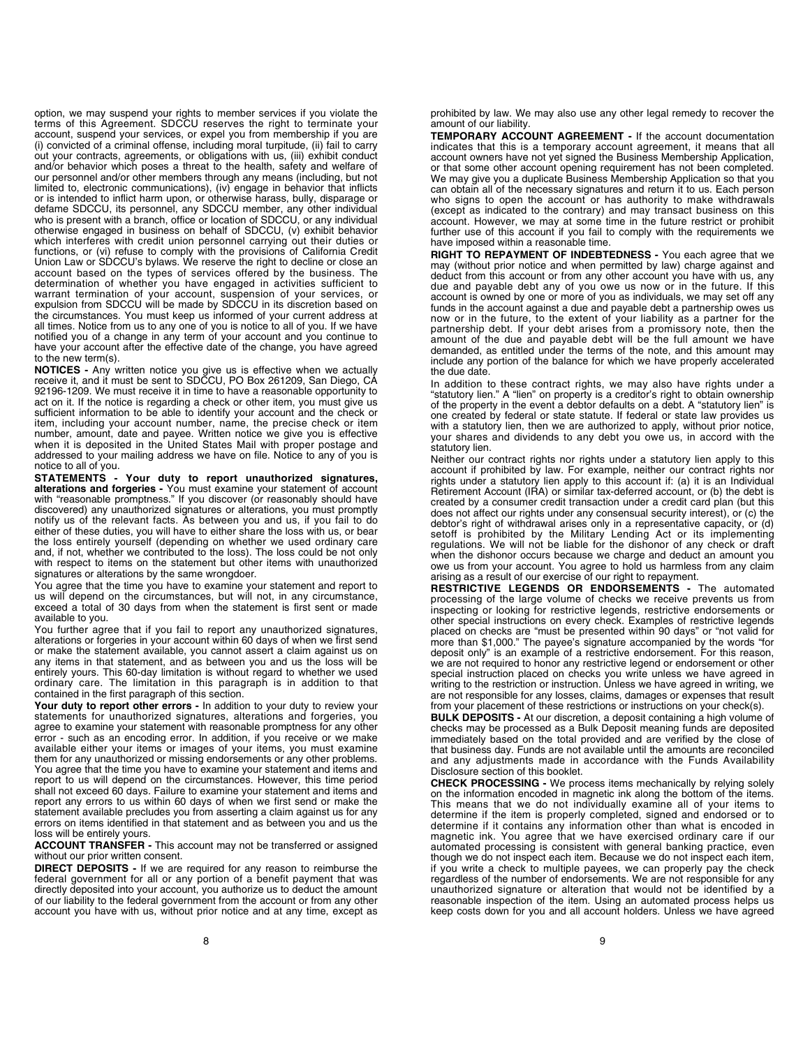option, we may suspend your rights to member services if you violate the terms of this Agreement. SDCCU reserves the right to terminate your account, suspend your services, or expel you from membership if you are (i) convicted of a criminal offense, including moral turpitude, (ii) fail to carry out your contracts, agreements, or obligations with us, (iii) exhibit conduct and/or behavior which poses a threat to the health, safety and welfare of our personnel and/or other members through any means (including, but not limited to, electronic communications), (iv) engage in behavior that inflicts or is intended to inflict harm upon, or otherwise harass, bully, disparage or defame SDCCU, its personnel, any SDCCU member, any other individual who is present with a branch, office or location of SDCCU, or any individual otherwise engaged in business on behalf of SDCCU, (v) exhibit behavior which interferes with credit union personnel carrying out their duties or functions, or (vi) refuse to comply with the provisions of California Credit Union Law or SDCCU's bylaws. We reserve the right to decline or close an account based on the types of services offered by the business. The determination of whether you have engaged in activities sufficient to warrant termination of your account, suspension of your services, or expulsion from SDCCU will be made by SDCCU in its discretion based on the circumstances. You must keep us informed of your current address at all times. Notice from us to any one of you is notice to all of you. If we have notified you of a change in any term of your account and you continue to have your account after the effective date of the change, you have agreed to the new term(s).

**NOTICES -** Any written notice you give us is effective when we actually receive it, and it must be sent to SDCCU, PO Box 261209, San Diego, CA 92196-1209. We must receive it in time to have a reasonable opportunity to act on it. If the notice is regarding a check or other item, you must give us sufficient information to be able to identify your account and the check or item, including your account number, name, the precise check or item number, amount, date and payee. Written notice we give you is effective when it is deposited in the United States Mail with proper postage and addressed to your mailing address we have on file. Notice to any of you is notice to all of you.

**STATEMENTS - Your duty to report unauthorized signatures, alterations and forgeries -** You must examine your statement of account with "reasonable promptness." If you discover (or reasonably should have discovered) any unauthorized signatures or alterations, you must promptly notify us of the relevant facts. As between you and us, if you fail to do either of these duties, you will have to either share the loss with us, or bear the loss entirely yourself (depending on whether we used ordinary care and, if not, whether we contributed to the loss). The loss could be not only with respect to items on the statement but other items with unauthorized signatures or alterations by the same wrongdoer.

You agree that the time you have to examine your statement and report to us will depend on the circumstances, but will not, in any circumstance, exceed a total of 30 days from when the statement is first sent or made available to you.

You further agree that if you fail to report any unauthorized signatures, alterations or forgeries in your account within 60 days of when we first send or make the statement available, you cannot assert a claim against us on any items in that statement, and as between you and us the loss will be entirely yours. This 60-day limitation is without regard to whether we used ordinary care. The limitation in this paragraph is in addition to that contained in the first paragraph of this section.

**Your duty to report other errors -** In addition to your duty to review your statements for unauthorized signatures, alterations and forgeries, you agree to examine your statement with reasonable promptness for any other error - such as an encoding error. In addition, if you receive or we make available either your items or images of your items, you must examine them for any unauthorized or missing endorsements or any other problems. You agree that the time you have to examine your statement and items and report to us will depend on the circumstances. However, this time period shall not exceed 60 days. Failure to examine your statement and items and report any errors to us within 60 days of when we first send or make the statement available precludes you from asserting a claim against us for any errors on items identified in that statement and as between you and us the loss will be entirely yours.

**ACCOUNT TRANSFER -** This account may not be transferred or assigned without our prior written consent.

**DIRECT DEPOSITS -** If we are required for any reason to reimburse the federal government for all or any portion of a benefit payment that was directly deposited into your account, you authorize us to deduct the amount of our liability to the federal government from the account or from any other account you have with us, without prior notice and at any time, except as prohibited by law. We may also use any other legal remedy to recover the amount of our liability.

**TEMPORARY ACCOUNT AGREEMENT -** If the account documentation indicates that this is a temporary account agreement, it means that all account owners have not yet signed the Business Membership Application, or that some other account opening requirement has not been completed. We may give you a duplicate Business Membership Application so that you can obtain all of the necessary signatures and return it to us. Each person who signs to open the account or has authority to make withdrawals (except as indicated to the contrary) and may transact business on this account. However, we may at some time in the future restrict or prohibit further use of this account if you fail to comply with the requirements we have imposed within a reasonable time.

**RIGHT TO REPAYMENT OF INDEBTEDNESS -** You each agree that we may (without prior notice and when permitted by law) charge against and deduct from this account or from any other account you have with us, any due and payable debt any of you owe us now or in the future. If this account is owned by one or more of you as individuals, we may set off any funds in the account against a due and payable debt a partnership owes us now or in the future, to the extent of your liability as a partner for the partnership debt. If your debt arises from a promissory note, then the amount of the due and payable debt will be the full amount we have demanded, as entitled under the terms of the note, and this amount may include any portion of the balance for which we have properly accelerated the due date.

In addition to these contract rights, we may also have rights under a "statutory lien." A "lien" on property is a creditor's right to obtain ownership of the property in the event a debtor defaults on a debt. A "statutory lien" is one created by federal or state statute. If federal or state law provides us with a statutory lien, then we are authorized to apply, without prior notice, your shares and dividends to any debt you owe us, in accord with the statutory lien.

Neither our contract rights nor rights under a statutory lien apply to this account if prohibited by law. For example, neither our contract rights nor rights under a statutory lien apply to this account if: (a) it is an Individual Retirement Account (IRA) or similar tax-deferred account, or (b) the debt is created by a consumer credit transaction under a credit card plan (but this does not affect our rights under any consensual security interest), or (c) the debtor's right of withdrawal arises only in a representative capacity, or (d) setoff is prohibited by the Military Lending Act or its implementing regulations. We will not be liable for the dishonor of any check or draft when the dishonor occurs because we charge and deduct an amount you owe us from your account. You agree to hold us harmless from any claim arising as a result of our exercise of our right to repayment.

**RESTRICTIVE LEGENDS OR ENDORSEMENTS -** The automated processing of the large volume of checks we receive prevents us from inspecting or looking for restrictive legends, restrictive endorsements or other special instructions on every check. Examples of restrictive legends placed on checks are "must be presented within 90 days" or "not valid for more than $1,000." The payee's signature accompanied by the words "for deposit only" is an example of a restrictive endorsement. For this reason, we are not required to honor any restrictive legend or endorsement or other special instruction placed on checks you write unless we have agreed in writing to the restriction or instruction. Unless we have agreed in writing, we are not responsible for any losses, claims, damages or expenses that result from your placement of these restrictions or instructions on your check(s).

**BULK DEPOSITS -** At our discretion, a deposit containing a high volume of checks may be processed as a Bulk Deposit meaning funds are deposited immediately based on the total provided and are verified by the close of that business day. Funds are not available until the amounts are reconciled and any adjustments made in accordance with the Funds Availability Disclosure section of this booklet.

**CHECK PROCESSING -** We process items mechanically by relying solely on the information encoded in magnetic ink along the bottom of the items. This means that we do not individually examine all of your items to determine if the item is properly completed, signed and endorsed or to determine if it contains any information other than what is encoded in magnetic ink. You agree that we have exercised ordinary care if our automated processing is consistent with general banking practice, even though we do not inspect each item. Because we do not inspect each item, if you write a check to multiple payees, we can properly pay the check regardless of the number of endorsements. We are not responsible for any unauthorized signature or alteration that would not be identified by a reasonable inspection of the item. Using an automated process helps us keep costs down for you and all account holders. Unless we have agreed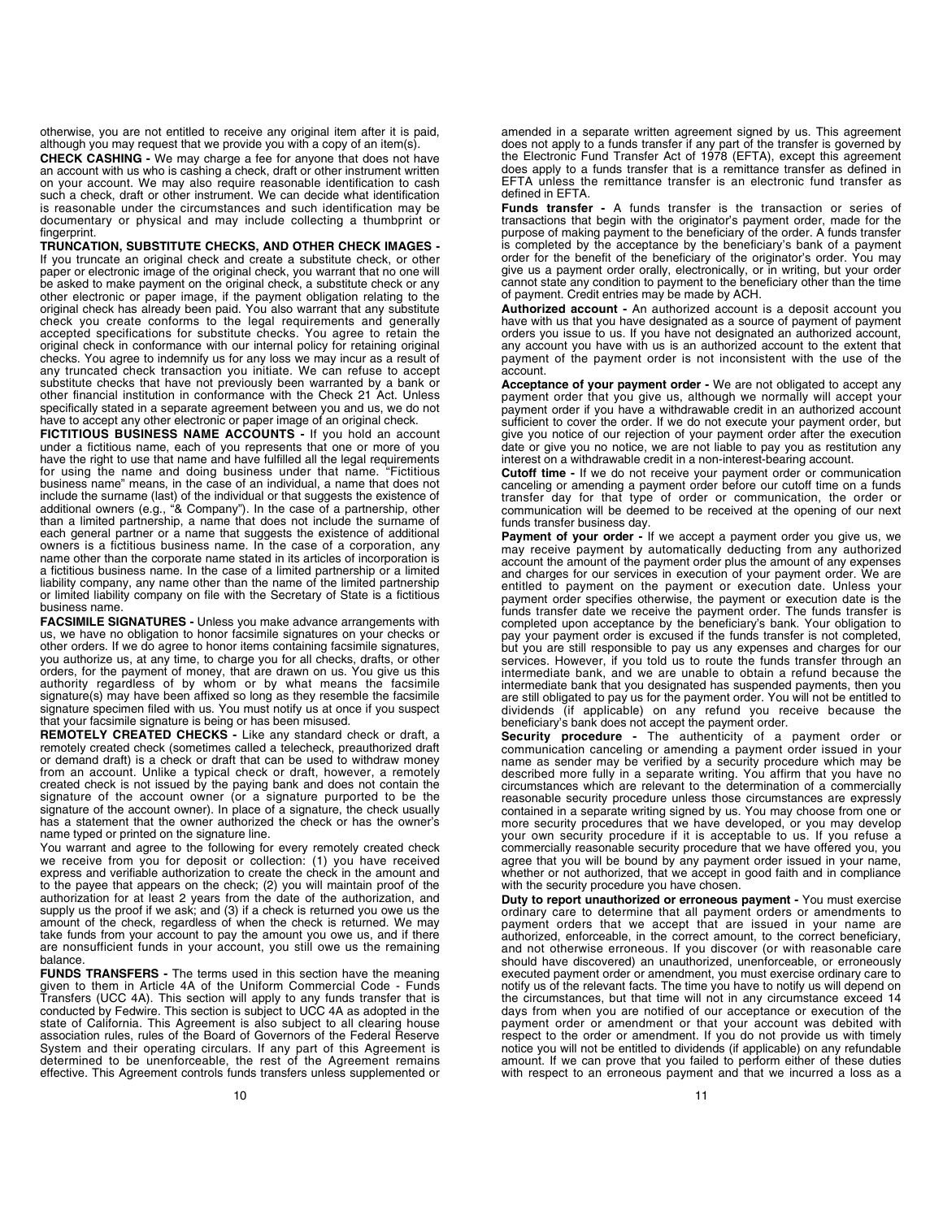otherwise, you are not entitled to receive any original item after it is paid, although you may request that we provide you with a copy of an item(s).

**CHECK CASHING -** We may charge a fee for anyone that does not have an account with us who is cashing a check, draft or other instrument written on your account. We may also require reasonable identification to cash such a check, draft or other instrument. We can decide what identification is reasonable under the circumstances and such identification may be documentary or physical and may include collecting a thumbprint or fingerprint.

**TRUNCATION, SUBSTITUTE CHECKS, AND OTHER CHECK IMAGES -** If you truncate an original check and create a substitute check, or other paper or electronic image of the original check, you warrant that no one will be asked to make payment on the original check, a substitute check or any other electronic or paper image, if the payment obligation relating to the original check has already been paid. You also warrant that any substitute check you create conforms to the legal requirements and generally accepted specifications for substitute checks. You agree to retain the original check in conformance with our internal policy for retaining original checks. You agree to indemnify us for any loss we may incur as a result of any truncated check transaction you initiate. We can refuse to accept substitute checks that have not previously been warranted by a bank or other financial institution in conformance with the Check 21 Act. Unless specifically stated in a separate agreement between you and us, we do not have to accept any other electronic or paper image of an original check.

**FICTITIOUS BUSINESS NAME ACCOUNTS -** If you hold an account under a fictitious name, each of you represents that one or more of you have the right to use that name and have fulfilled all the legal requirements for using the name and doing business under that name. "Fictitious business name" means, in the case of an individual, a name that does not include the surname (last) of the individual or that suggests the existence of additional owners (e.g., "& Company"). In the case of a partnership, other than a limited partnership, a name that does not include the surname of each general partner or a name that suggests the existence of additional owners is a fictitious business name. In the case of a corporation, any name other than the corporate name stated in its articles of incorporation is a fictitious business name. In the case of a limited partnership or a limited liability company, any name other than the name of the limited partnership or limited liability company on file with the Secretary of State is a fictitious business name.

**FACSIMILE SIGNATURES -** Unless you make advance arrangements with us, we have no obligation to honor facsimile signatures on your checks or other orders. If we do agree to honor items containing facsimile signatures, you authorize us, at any time, to charge you for all checks, drafts, or other orders, for the payment of money, that are drawn on us. You give us this authority regardless of by whom or by what means the facsimile signature(s) may have been affixed so long as they resemble the facsimile signature specimen filed with us. You must notify us at once if you suspect that your facsimile signature is being or has been misused.

**REMOTELY CREATED CHECKS -** Like any standard check or draft, a remotely created check (sometimes called a telecheck, preauthorized draft or demand draft) is a check or draft that can be used to withdraw money from an account. Unlike a typical check or draft, however, a remotely created check is not issued by the paying bank and does not contain the signature of the account owner (or a signature purported to be the signature of the account owner). In place of a signature, the check usually has a statement that the owner authorized the check or has the owner's name typed or printed on the signature line.

You warrant and agree to the following for every remotely created check we receive from you for deposit or collection: (1) you have received express and verifiable authorization to create the check in the amount and to the payee that appears on the check; (2) you will maintain proof of the authorization for at least 2 years from the date of the authorization, and supply us the proof if we ask; and (3) if a check is returned you owe us the amount of the check, regardless of when the check is returned. We may take funds from your account to pay the amount you owe us, and if there are nonsufficient funds in your account, you still owe us the remaining balance.

**FUNDS TRANSFERS -** The terms used in this section have the meaning given to them in Article 4A of the Uniform Commercial Code - Funds Transfers (UCC 4A). This section will apply to any funds transfer that is conducted by Fedwire. This section is subject to UCC 4A as adopted in the state of California. This Agreement is also subject to all clearing house association rules, rules of the Board of Governors of the Federal Reserve System and their operating circulars. If any part of this Agreement is determined to be unenforceable, the rest of the Agreement remains effective. This Agreement controls funds transfers unless supplemented or amended in a separate written agreement signed by us. This agreement does not apply to a funds transfer if any part of the transfer is governed by the Electronic Fund Transfer Act of 1978 (EFTA), except this agreement does apply to a funds transfer that is a remittance transfer as defined in EFTA unless the remittance transfer is an electronic fund transfer as defined in EFTA.

**Funds transfer -** A funds transfer is the transaction or series of transactions that begin with the originator's payment order, made for the purpose of making payment to the beneficiary of the order. A funds transfer is completed by the acceptance by the beneficiary's bank of a payment order for the benefit of the beneficiary of the originator's order. You may give us a payment order orally, electronically, or in writing, but your order cannot state any condition to payment to the beneficiary other than the time of payment. Credit entries may be made by ACH.

**Authorized account -** An authorized account is a deposit account you have with us that you have designated as a source of payment of payment orders you issue to us. If you have not designated an authorized account, any account you have with us is an authorized account to the extent that payment of the payment order is not inconsistent with the use of the account.

**Acceptance of your payment order -** We are not obligated to accept any payment order that you give us, although we normally will accept your payment order if you have a withdrawable credit in an authorized account sufficient to cover the order. If we do not execute your payment order, but give you notice of our rejection of your payment order after the execution date or give you no notice, we are not liable to pay you as restitution any interest on a withdrawable credit in a non-interest-bearing account.

**Cutoff time -** If we do not receive your payment order or communication canceling or amending a payment order before our cutoff time on a funds transfer day for that type of order or communication, the order or communication will be deemed to be received at the opening of our next funds transfer business day.

**Payment of your order -** If we accept a payment order you give us, we may receive payment by automatically deducting from any authorized account the amount of the payment order plus the amount of any expenses and charges for our services in execution of your payment order. We are entitled to payment on the payment or execution date. Unless your payment order specifies otherwise, the payment or execution date is the funds transfer date we receive the payment order. The funds transfer is completed upon acceptance by the beneficiary's bank. Your obligation to pay your payment order is excused if the funds transfer is not completed, but you are still responsible to pay us any expenses and charges for our services. However, if you told us to route the funds transfer through an intermediate bank, and we are unable to obtain a refund because the intermediate bank that you designated has suspended payments, then you are still obligated to pay us for the payment order. You will not be entitled to dividends (if applicable) on any refund you receive because the beneficiary's bank does not accept the payment order.

**Security procedure -** The authenticity of a payment order or communication canceling or amending a payment order issued in your name as sender may be verified by a security procedure which may be described more fully in a separate writing. You affirm that you have no circumstances which are relevant to the determination of a commercially reasonable security procedure unless those circumstances are expressly contained in a separate writing signed by us. You may choose from one or more security procedures that we have developed, or you may develop your own security procedure if it is acceptable to us. If you refuse a commercially reasonable security procedure that we have offered you, you agree that you will be bound by any payment order issued in your name, whether or not authorized, that we accept in good faith and in compliance with the security procedure you have chosen.

**Duty to report unauthorized or erroneous payment -** You must exercise ordinary care to determine that all payment orders or amendments to payment orders that we accept that are issued in your name are authorized, enforceable, in the correct amount, to the correct beneficiary, and not otherwise erroneous. If you discover (or with reasonable care should have discovered) an unauthorized, unenforceable, or erroneously executed payment order or amendment, you must exercise ordinary care to notify us of the relevant facts. The time you have to notify us will depend on the circumstances, but that time will not in any circumstance exceed 14 days from when you are notified of our acceptance or execution of the payment order or amendment or that your account was debited with respect to the order or amendment. If you do not provide us with timely notice you will not be entitled to dividends (if applicable) on any refundable amount. If we can prove that you failed to perform either of these duties with respect to an erroneous payment and that we incurred a loss as a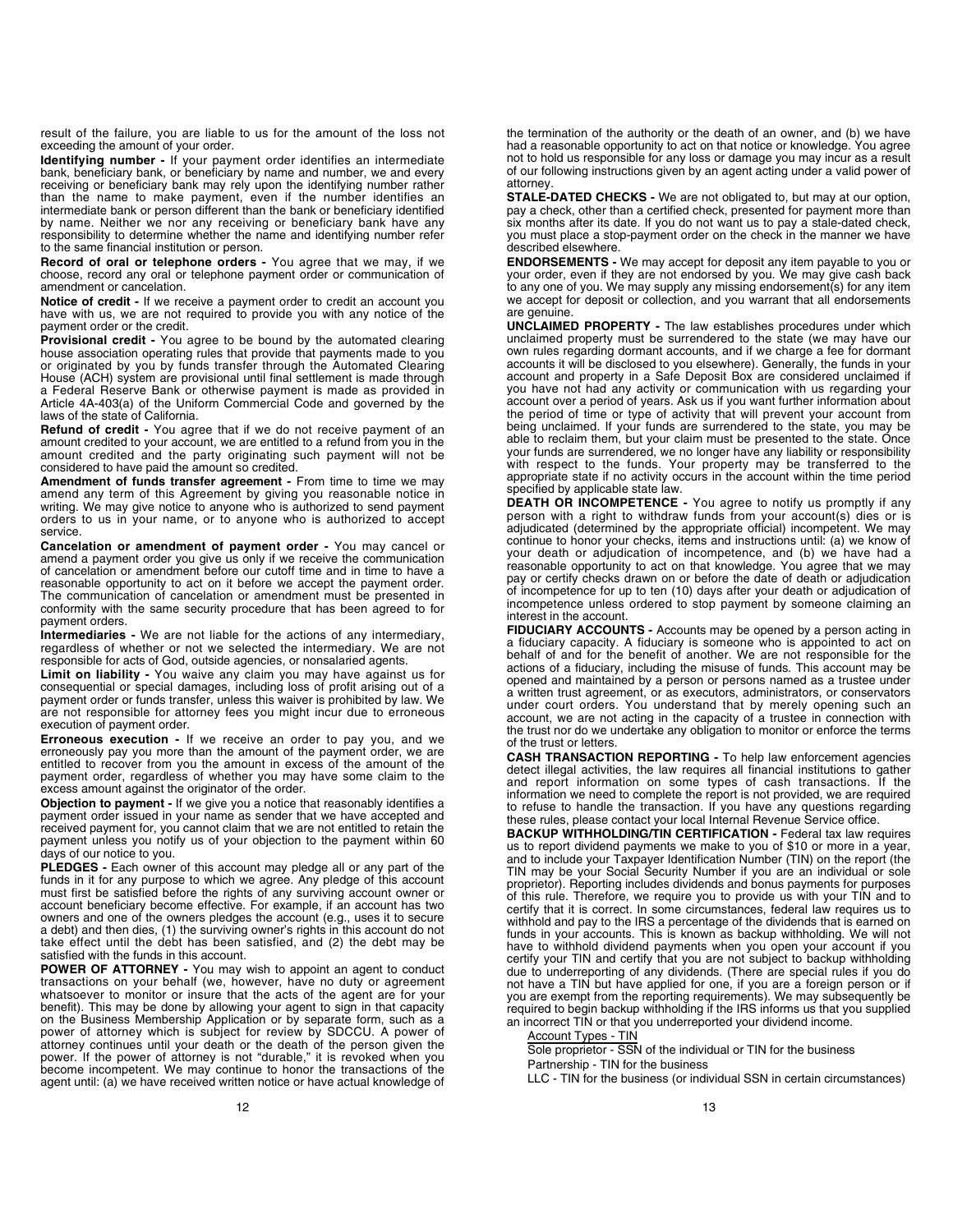result of the failure, you are liable to us for the amount of the loss not exceeding the amount of your order.

**Identifying number -** If your payment order identifies an intermediate bank, beneficiary bank, or beneficiary by name and number, we and every receiving or beneficiary bank may rely upon the identifying number rather than the name to make payment, even if the number identifies an intermediate bank or person different than the bank or beneficiary identified by name. Neither we nor any receiving or beneficiary bank have any responsibility to determine whether the name and identifying number refer to the same financial institution or person.

**Record of oral or telephone orders -** You agree that we may, if we choose, record any oral or telephone payment order or communication of amendment or cancelation.

**Notice of credit -** If we receive a payment order to credit an account you have with us, we are not required to provide you with any notice of the payment order or the credit.

**Provisional credit -** You agree to be bound by the automated clearing house association operating rules that provide that payments made to you or originated by you by funds transfer through the Automated Clearing House (ACH) system are provisional until final settlement is made through a Federal Reserve Bank or otherwise payment is made as provided in Article 4A-403(a) of the Uniform Commercial Code and governed by the laws of the state of California.

**Refund of credit -** You agree that if we do not receive payment of an amount credited to your account, we are entitled to a refund from you in the amount credited and the party originating such payment will not be considered to have paid the amount so credited.

**Amendment of funds transfer agreement -** From time to time we may amend any term of this Agreement by giving you reasonable notice in writing. We may give notice to anyone who is authorized to send payment orders to us in your name, or to anyone who is authorized to accept service.

**Cancelation or amendment of payment order -** You may cancel or amend a payment order you give us only if we receive the communication of cancelation or amendment before our cutoff time and in time to have a reasonable opportunity to act on it before we accept the payment order. The communication of cancelation or amendment must be presented in conformity with the same security procedure that has been agreed to for payment orders.

**Intermediaries -** We are not liable for the actions of any intermediary, regardless of whether or not we selected the intermediary. We are not responsible for acts of God, outside agencies, or nonsalaried agents.

**Limit on liability -** You waive any claim you may have against us for consequential or special damages, including loss of profit arising out of a payment order or funds transfer, unless this waiver is prohibited by law. We are not responsible for attorney fees you might incur due to erroneous execution of payment order.

**Erroneous execution -** If we receive an order to pay you, and we erroneously pay you more than the amount of the payment order, we are entitled to recover from you the amount in excess of the amount of the payment order, regardless of whether you may have some claim to the excess amount against the originator of the order.

**Objection to payment -** If we give you a notice that reasonably identifies a payment order issued in your name as sender that we have accepted and received payment for, you cannot claim that we are not entitled to retain the payment unless you notify us of your objection to the payment within 60 days of our notice to you.

**PLEDGES -** Each owner of this account may pledge all or any part of the funds in it for any purpose to which we agree. Any pledge of this account must first be satisfied before the rights of any surviving account owner or account beneficiary become effective. For example, if an account has two owners and one of the owners pledges the account (e.g., uses it to secure a debt) and then dies, (1) the surviving owner's rights in this account do not take effect until the debt has been satisfied, and (2) the debt may be satisfied with the funds in this account.

**POWER OF ATTORNEY -** You may wish to appoint an agent to conduct transactions on your behalf (we, however, have no duty or agreement whatsoever to monitor or insure that the acts of the agent are for your benefit). This may be done by allowing your agent to sign in that capacity on the Business Membership Application or by separate form, such as a power of attorney which is subject for review by SDCCU. A power of attorney continues until your death or the death of the person given the power. If the power of attorney is not "durable," it is revoked when you become incompetent. We may continue to honor the transactions of the agent until: (a) we have received written notice or have actual knowledge of the termination of the authority or the death of an owner, and (b) we have had a reasonable opportunity to act on that notice or knowledge. You agree not to hold us responsible for any loss or damage you may incur as a result of our following instructions given by an agent acting under a valid power of attorney.

**STALE-DATED CHECKS -** We are not obligated to, but may at our option, pay a check, other than a certified check, presented for payment more than six months after its date. If you do not want us to pay a stale-dated check, you must place a stop-payment order on the check in the manner we have described elsewhere.

**ENDORSEMENTS -** We may accept for deposit any item payable to you or your order, even if they are not endorsed by you. We may give cash back to any one of you. We may supply any missing endorsement(s) for any item we accept for deposit or collection, and you warrant that all endorsements are genuine.

**UNCLAIMED PROPERTY -** The law establishes procedures under which unclaimed property must be surrendered to the state (we may have our own rules regarding dormant accounts, and if we charge a fee for dormant accounts it will be disclosed to you elsewhere). Generally, the funds in your account and property in a Safe Deposit Box are considered unclaimed if you have not had any activity or communication with us regarding your account over a period of years. Ask us if you want further information about the period of time or type of activity that will prevent your account from being unclaimed. If your funds are surrendered to the state, you may be able to reclaim them, but your claim must be presented to the state. Once your funds are surrendered, we no longer have any liability or responsibility with respect to the funds. Your property may be transferred to the appropriate state if no activity occurs in the account within the time period specified by applicable state law.

**DEATH OR INCOMPETENCE -** You agree to notify us promptly if any person with a right to withdraw funds from your account(s) dies or is adjudicated (determined by the appropriate official) incompetent. We may continue to honor your checks, items and instructions until: (a) we know of your death or adjudication of incompetence, and (b) we have had a reasonable opportunity to act on that knowledge. You agree that we may pay or certify checks drawn on or before the date of death or adjudication of incompetence for up to ten (10) days after your death or adjudication of incompetence unless ordered to stop payment by someone claiming an interest in the account.

**FIDUCIARY ACCOUNTS -** Accounts may be opened by a person acting in a fiduciary capacity. A fiduciary is someone who is appointed to act on behalf of and for the benefit of another. We are not responsible for the actions of a fiduciary, including the misuse of funds. This account may be opened and maintained by a person or persons named as a trustee under a written trust agreement, or as executors, administrators, or conservators under court orders. You understand that by merely opening such an account, we are not acting in the capacity of a trustee in connection with the trust nor do we undertake any obligation to monitor or enforce the terms of the trust or letters.

**CASH TRANSACTION REPORTING -** To help law enforcement agencies detect illegal activities, the law requires all financial institutions to gather and report information on some types of cash transactions. If the information we need to complete the report is not provided, we are required to refuse to handle the transaction. If you have any questions regarding these rules, please contact your local Internal Revenue Service office.

**BACKUP WITHHOLDING/TIN CERTIFICATION -** Federal tax law requires us to report dividend payments we make to you of $10 or more in a year, and to include your Taxpayer Identification Number (TIN) on the report (the TIN may be your Social Security Number if you are an individual or sole proprietor). Reporting includes dividends and bonus payments for purposes of this rule. Therefore, we require you to provide us with your TIN and to certify that it is correct. In some circumstances, federal law requires us to withhold and pay to the IRS a percentage of the dividends that is earned on funds in your accounts. This is known as backup withholding. We will not have to withhold dividend payments when you open your account if you certify your TIN and certify that you are not subject to backup withholding due to underreporting of any dividends. (There are special rules if you do not have a TIN but have applied for one, if you are a foreign person or if you are exempt from the reporting requirements). We may subsequently be required to begin backup withholding if the IRS informs us that you supplied an incorrect TIN or that you underreported your dividend income.

Account Types - TIN

Sole proprietor - SSN of the individual or TIN for the business

Partnership - TIN for the business

LLC - TIN for the business (or individual SSN in certain circumstances)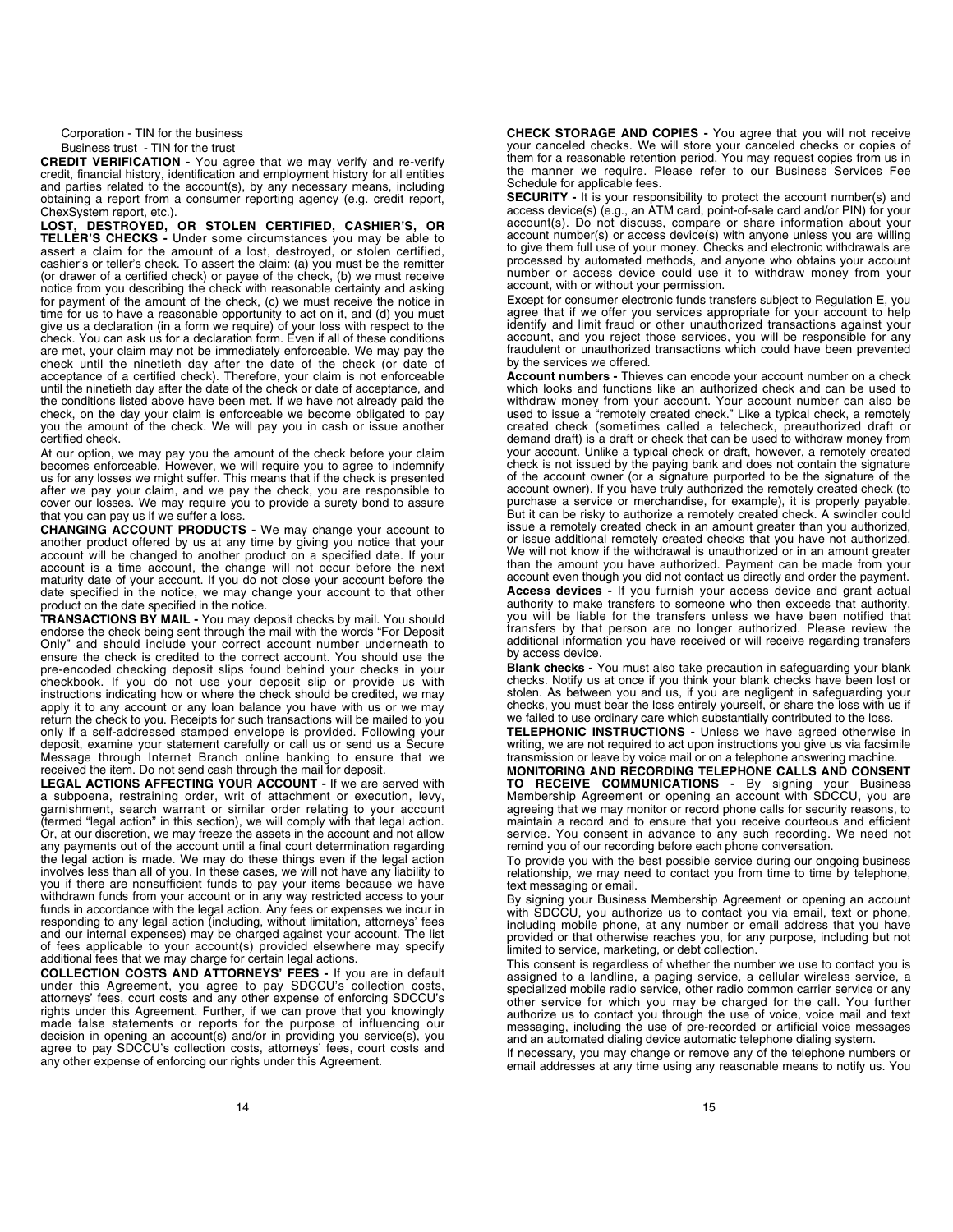Corporation - TIN for the business

Business trust - TIN for the trust

**CREDIT VERIFICATION -** You agree that we may verify and re-verify credit, financial history, identification and employment history for all entities and parties related to the account(s), by any necessary means, including obtaining a report from a consumer reporting agency (e.g. credit report, ChexSystem report, etc.).

**LOST, DESTROYED, OR STOLEN CERTIFIED, CASHIER'S, OR TELLER'S CHECKS -** Under some circumstances you may be able to assert a claim for the amount of a lost, destroyed, or stolen certified, cashier's or teller's check. To assert the claim: (a) you must be the remitter (or drawer of a certified check) or payee of the check, (b) we must receive notice from you describing the check with reasonable certainty and asking for payment of the amount of the check, (c) we must receive the notice in time for us to have a reasonable opportunity to act on it, and (d) you must give us a declaration (in a form we require) of your loss with respect to the check. You can ask us for a declaration form. Even if all of these conditions are met, your claim may not be immediately enforceable. We may pay the check until the ninetieth day after the date of the check (or date of acceptance of a certified check). Therefore, your claim is not enforceable until the ninetieth day after the date of the check or date of acceptance, and the conditions listed above have been met. If we have not already paid the check, on the day your claim is enforceable we become obligated to pay you the amount of the check. We will pay you in cash or issue another certified check.

At our option, we may pay you the amount of the check before your claim becomes enforceable. However, we will require you to agree to indemnify us for any losses we might suffer. This means that if the check is presented after we pay your claim, and we pay the check, you are responsible to cover our losses. We may require you to provide a surety bond to assure that you can pay us if we suffer a loss.

**CHANGING ACCOUNT PRODUCTS -** We may change your account to another product offered by us at any time by giving you notice that your account will be changed to another product on a specified date. If your account is a time account, the change will not occur before the next maturity date of your account. If you do not close your account before the date specified in the notice, we may change your account to that other product on the date specified in the notice.

**TRANSACTIONS BY MAIL -** You may deposit checks by mail. You should endorse the check being sent through the mail with the words "For Deposit Only" and should include your correct account number underneath to ensure the check is credited to the correct account. You should use the pre-encoded checking deposit slips found behind your checks in your checkbook. If you do not use your deposit slip or provide us with instructions indicating how or where the check should be credited, we may apply it to any account or any loan balance you have with us or we may return the check to you. Receipts for such transactions will be mailed to you only if a self-addressed stamped envelope is provided. Following your deposit, examine your statement carefully or call us or send us a Secure Message through Internet Branch online banking to ensure that we received the item. Do not send cash through the mail for deposit.

**LEGAL ACTIONS AFFECTING YOUR ACCOUNT -** If we are served with a subpoena, restraining order, writ of attachment or execution, levy, garnishment, search warrant or similar order relating to your account (termed "legal action" in this section), we will comply with that legal action. Or, at our discretion, we may freeze the assets in the account and not allow any payments out of the account until a final court determination regarding the legal action is made. We may do these things even if the legal action involves less than all of you. In these cases, we will not have any liability to you if there are nonsufficient funds to pay your items because we have withdrawn funds from your account or in any way restricted access to your funds in accordance with the legal action. Any fees or expenses we incur in responding to any legal action (including, without limitation, attorneys' fees and our internal expenses) may be charged against your account. The list of fees applicable to your account(s) provided elsewhere may specify additional fees that we may charge for certain legal actions.

**COLLECTION COSTS AND ATTORNEYS' FEES -** If you are in default under this Agreement, you agree to pay SDCCU's collection costs, attorneys' fees, court costs and any other expense of enforcing SDCCU's rights under this Agreement. Further, if we can prove that you knowingly made false statements or reports for the purpose of influencing our decision in opening an account(s) and/or in providing you service(s), you agree to pay SDCCU's collection costs, attorneys' fees, court costs and any other expense of enforcing our rights under this Agreement.

**CHECK STORAGE AND COPIES -** You agree that you will not receive your canceled checks. We will store your canceled checks or copies of them for a reasonable retention period. You may request copies from us in the manner we require. Please refer to our Business Services Fee Schedule for applicable fees.

**SECURITY -** It is your responsibility to protect the account number(s) and access device(s) (e.g., an ATM card, point-of-sale card and/or PIN) for your account(s). Do not discuss, compare or share information about your account number(s) or access device(s) with anyone unless you are willing to give them full use of your money. Checks and electronic withdrawals are processed by automated methods, and anyone who obtains your account number or access device could use it to withdraw money from your account, with or without your permission.

Except for consumer electronic funds transfers subject to Regulation E, you agree that if we offer you services appropriate for your account to help identify and limit fraud or other unauthorized transactions against your account, and you reject those services, you will be responsible for any fraudulent or unauthorized transactions which could have been prevented by the services we offered.

**Account numbers -** Thieves can encode your account number on a check which looks and functions like an authorized check and can be used to withdraw money from your account. Your account number can also be used to issue a "remotely created check." Like a typical check, a remotely created check (sometimes called a telecheck, preauthorized draft or demand draft) is a draft or check that can be used to withdraw money from your account. Unlike a typical check or draft, however, a remotely created check is not issued by the paying bank and does not contain the signature of the account owner (or a signature purported to be the signature of the account owner). If you have truly authorized the remotely created check (to purchase a service or merchandise, for example), it is properly payable. But it can be risky to authorize a remotely created check. A swindler could issue a remotely created check in an amount greater than you authorized, or issue additional remotely created checks that you have not authorized. We will not know if the withdrawal is unauthorized or in an amount greater than the amount you have authorized. Payment can be made from your account even though you did not contact us directly and order the payment.

**Access devices -** If you furnish your access device and grant actual authority to make transfers to someone who then exceeds that authority, you will be liable for the transfers unless we have been notified that transfers by that person are no longer authorized. Please review the additional information you have received or will receive regarding transfers by access device.

**Blank checks -** You must also take precaution in safeguarding your blank checks. Notify us at once if you think your blank checks have been lost or stolen. As between you and us, if you are negligent in safeguarding your checks, you must bear the loss entirely yourself, or share the loss with us if we failed to use ordinary care which substantially contributed to the loss.

**TELEPHONIC INSTRUCTIONS -** Unless we have agreed otherwise in writing, we are not required to act upon instructions you give us via facsimile transmission or leave by voice mail or on a telephone answering machine.

**MONITORING AND RECORDING TELEPHONE CALLS AND CONSENT TO RECEIVE COMMUNICATIONS -** By signing your Business Membership Agreement or opening an account with SDCCU, you are agreeing that we may monitor or record phone calls for security reasons, to maintain a record and to ensure that you receive courteous and efficient service. You consent in advance to any such recording. We need not remind you of our recording before each phone conversation.

To provide you with the best possible service during our ongoing business relationship, we may need to contact you from time to time by telephone, text messaging or email.

By signing your Business Membership Agreement or opening an account with SDCCU, you authorize us to contact you via email, text or phone, including mobile phone, at any number or email address that you have provided or that otherwise reaches you, for any purpose, including but not limited to service, marketing, or debt collection.

This consent is regardless of whether the number we use to contact you is assigned to a landline, a paging service, a cellular wireless service, a specialized mobile radio service, other radio common carrier service or any other service for which you may be charged for the call. You further authorize us to contact you through the use of voice, voice mail and text messaging, including the use of pre-recorded or artificial voice messages and an automated dialing device automatic telephone dialing system.

If necessary, you may change or remove any of the telephone numbers or email addresses at any time using any reasonable means to notify us. You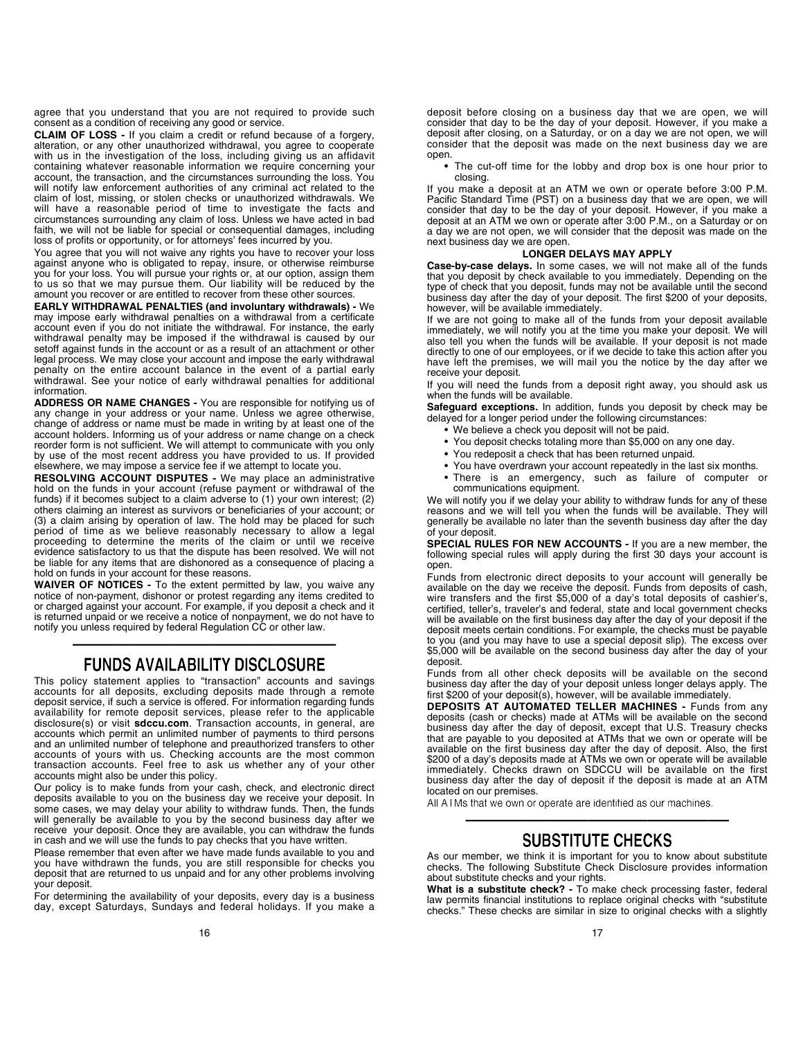agree that you understand that you are not required to provide such consent as a condition of receiving any good or service.

**CLAIM OF LOSS -** If you claim a credit or refund because of a forgery, alteration, or any other unauthorized withdrawal, you agree to cooperate with us in the investigation of the loss, including giving us an affidavit containing whatever reasonable information we require concerning your account, the transaction, and the circumstances surrounding the loss. You will notify law enforcement authorities of any criminal act related to the claim of lost, missing, or stolen checks or unauthorized withdrawals. We will have a reasonable period of time to investigate the facts and circumstances surrounding any claim of loss. Unless we have acted in bad faith, we will not be liable for special or consequential damages, including loss of profits or opportunity, or for attorneys' fees incurred by you.

You agree that you will not waive any rights you have to recover your loss against anyone who is obligated to repay, insure, or otherwise reimburse you for your loss. You will pursue your rights or, at our option, assign them to us so that we may pursue them. Our liability will be reduced by the amount you recover or are entitled to recover from these other sources.

**EARLY WITHDRAWAL PENALTIES (and involuntary withdrawals) -** We may impose early withdrawal penalties on a withdrawal from a certificate account even if you do not initiate the withdrawal. For instance, the early withdrawal penalty may be imposed if the withdrawal is caused by our setoff against funds in the account or as a result of an attachment or other legal process. We may close your account and impose the early withdrawal penalty on the entire account balance in the event of a partial early withdrawal. See your notice of early withdrawal penalties for additional information.

**ADDRESS OR NAME CHANGES -** You are responsible for notifying us of any change in your address or your name. Unless we agree otherwise, change of address or name must be made in writing by at least one of the account holders. Informing us of your address or name change on a check reorder form is not sufficient. We will attempt to communicate with you only by use of the most recent address you have provided to us. If provided elsewhere, we may impose a service fee if we attempt to locate you.

**RESOLVING ACCOUNT DISPUTES -** We may place an administrative hold on the funds in your account (refuse payment or withdrawal of the funds) if it becomes subject to a claim adverse to (1) your own interest; (2) others claiming an interest as survivors or beneficiaries of your account; or (3) a claim arising by operation of law. The hold may be placed for such period of time as we believe reasonably necessary to allow a legal proceeding to determine the merits of the claim or until we receive evidence satisfactory to us that the dispute has been resolved. We will not be liable for any items that are dishonored as a consequence of placing a hold on funds in your account for these reasons.

**WAIVER OF NOTICES -** To the extent permitted by law, you waive any notice of non-payment, dishonor or protest regarding any items credited to or charged against your account. For example, if you deposit a check and it is returned unpaid or we receive a notice of nonpayment, we do not have to notify you unless required by federal Regulation CC or other law.

## FUNDS AVAILABILITY DISCLOSURE

This policy statement applies to "transaction" accounts and savings accounts for all deposits, excluding deposits made through a remote deposit service, if such a service is offered. For information regarding funds availability for remote deposit services, please refer to the applicable disclosure(s) or visit **sdccu.com**. Transaction accounts, in general, are accounts which permit an unlimited number of payments to third persons and an unlimited number of telephone and preauthorized transfers to other accounts of yours with us. Checking accounts are the most common transaction accounts. Feel free to ask us whether any of your other accounts might also be under this policy.

Our policy is to make funds from your cash, check, and electronic direct deposits available to you on the business day we receive your deposit. In some cases, we may delay your ability to withdraw funds. Then, the funds will generally be available to you by the second business day after we receive your deposit. Once they are available, you can withdraw the funds in cash and we will use the funds to pay checks that you have written.

Please remember that even after we have made funds available to you and you have withdrawn the funds, you are still responsible for checks you deposit that are returned to us unpaid and for any other problems involving your deposit.

For determining the availability of your deposits, every day is a business day, except Saturdays, Sundays and federal holidays. If you make a deposit before closing on a business day that we are open, we will consider that day to be the day of your deposit. However, if you make a deposit after closing, on a Saturday, or on a day we are not open, we will consider that the deposit was made on the next business day we are open.

- The cut-off time for the lobby and drop box is one hour prior to closing.

If you make a deposit at an ATM we own or operate before 3:00 P.M. Pacific Standard Time (PST) on a business day that we are open, we will consider that day to be the day of your deposit. However, if you make a deposit at an ATM we own or operate after 3:00 P.M., on a Saturday or on a day we are not open, we will consider that the deposit was made on the next business day we are open.

### LONGER DELAYS MAY APPLY

**Case-by-case delays.** In some cases, we will not make all of the funds that you deposit by check available to you immediately. Depending on the type of check that you deposit, funds may not be available until the second business day after the day of your deposit. The first $200 of your deposits, however, will be available immediately.

If we are not going to make all of the funds from your deposit available immediately, we will notify you at the time you make your deposit. We will also tell you when the funds will be available. If your deposit is not made directly to one of our employees, or if we decide to take this action after you have left the premises, we will mail you the notice by the day after we receive your deposit.

If you will need the funds from a deposit right away, you should ask us when the funds will be available.

**Safeguard exceptions.** In addition, funds you deposit by check may be delayed for a longer period under the following circumstances:

- We believe a check you deposit will not be paid.
- You deposit checks totaling more than $5,000 on any one day.
- You redeposit a check that has been returned unpaid.
- You have overdrawn your account repeatedly in the last six months.
- There is an emergency, such as failure of computer or communications equipment.

We will notify you if we delay your ability to withdraw funds for any of these reasons and we will tell you when the funds will be available. They will generally be available no later than the seventh business day after the day of your deposit.

**SPECIAL RULES FOR NEW ACCOUNTS -** If you are a new member, the following special rules will apply during the first 30 days your account is open.

Funds from electronic direct deposits to your account will generally be available on the day we receive the deposit. Funds from deposits of cash, wire transfers and the first $5,000 of a day's total deposits of cashier's, certified, teller's, traveler's and federal, state and local government checks will be available on the first business day after the day of your deposit if the deposit meets certain conditions. For example, the checks must be payable to you (and you may have to use a special deposit slip). The excess over $5,000 will be available on the second business day after the day of your deposit.

Funds from all other check deposits will be available on the second business day after the day of your deposit unless longer delays apply. The first $200 of your deposit(s), however, will be available immediately.

**DEPOSITS AT AUTOMATED TELLER MACHINES -** Funds from any deposits (cash or checks) made at ATMs will be available on the second business day after the day of deposit, except that U.S. Treasury checks that are payable to you deposited at ATMs that we own or operate will be available on the first business day after the day of deposit. Also, the first $200 of a day's deposits made at ATMs we own or operate will be available immediately. Checks drawn on SDCCU will be available on the first business day after the day of deposit if the deposit is made at an ATM located on our premises.

All ATMs that we own or operate are identified as our machines.

## SUBSTITUTE CHECKS

As our member, we think it is important for you to know about substitute checks. The following Substitute Check Disclosure provides information about substitute checks and your rights.

**What is a substitute check? -** To make check processing faster, federal law permits financial institutions to replace original checks with "substitute checks." These checks are similar in size to original checks with a slightly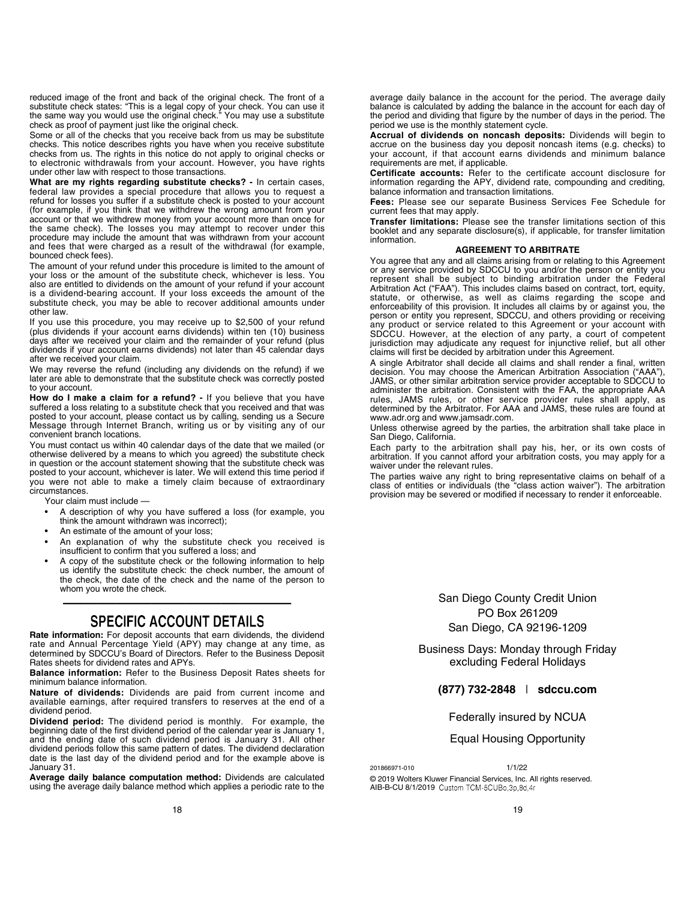reduced image of the front and back of the original check. The front of a substitute check states: "This is a legal copy of your check. You can use it the same way you would use the original check." You may use a substitute check as proof of payment just like the original check.

Some or all of the checks that you receive back from us may be substitute checks. This notice describes rights you have when you receive substitute checks from us. The rights in this notice do not apply to original checks or to electronic withdrawals from your account. However, you have rights under other law with respect to those transactions.

**What are my rights regarding substitute checks? -** In certain cases, federal law provides a special procedure that allows you to request a refund for losses you suffer if a substitute check is posted to your account (for example, if you think that we withdrew the wrong amount from your account or that we withdrew money from your account more than once for the same check). The losses you may attempt to recover under this procedure may include the amount that was withdrawn from your account and fees that were charged as a result of the withdrawal (for example, bounced check fees).

The amount of your refund under this procedure is limited to the amount of your loss or the amount of the substitute check, whichever is less. You also are entitled to dividends on the amount of your refund if your account is a dividend-bearing account. If your loss exceeds the amount of the substitute check, you may be able to recover additional amounts under other law.

If you use this procedure, you may receive up to $2,500 of your refund (plus dividends if your account earns dividends) within ten (10) business days after we received your claim and the remainder of your refund (plus dividends if your account earns dividends) not later than 45 calendar days after we received your claim.

We may reverse the refund (including any dividends on the refund) if we later are able to demonstrate that the substitute check was correctly posted to your account.

**How do I make a claim for a refund? -** If you believe that you have suffered a loss relating to a substitute check that you received and that was posted to your account, please contact us by calling, sending us a Secure Message through Internet Branch, writing us or by visiting any of our convenient branch locations.

You must contact us within 40 calendar days of the date that we mailed (or otherwise delivered by a means to which you agreed) the substitute check in question or the account statement showing that the substitute check was posted to your account, whichever is later. We will extend this time period if you were not able to make a timely claim because of extraordinary circumstances.

Your claim must include —

- A description of why you have suffered a loss (for example, you think the amount withdrawn was incorrect);
- An estimate of the amount of your loss;
- An explanation of why the substitute check you received is insufficient to confirm that you suffered a loss; and
- A copy of the substitute check or the following information to help us identify the substitute check: the check number, the amount of the check, the date of the check and the name of the person to whom you wrote the check.

## SPECIFIC ACCOUNT DETAILS

**Rate information:** For deposit accounts that earn dividends, the dividend rate and Annual Percentage Yield (APY) may change at any time, as determined by SDCCU's Board of Directors. Refer to the Business Deposit Rates sheets for dividend rates and APYs.

**Balance information:** Refer to the Business Deposit Rates sheets for minimum balance information.

**Nature of dividends:** Dividends are paid from current income and available earnings, after required transfers to reserves at the end of a dividend period.

**Dividend period:** The dividend period is monthly. For example, the beginning date of the first dividend period of the calendar year is January 1, and the ending date of such dividend period is January 31. All other dividend periods follow this same pattern of dates. The dividend declaration date is the last day of the dividend period and for the example above is January 31.

**Average daily balance computation method:** Dividends are calculated using the average daily balance method which applies a periodic rate to the average daily balance in the account for the period. The average daily balance is calculated by adding the balance in the account for each day of the period and dividing that figure by the number of days in the period. The period we use is the monthly statement cycle.

**Accrual of dividends on noncash deposits:** Dividends will begin to accrue on the business day you deposit noncash items (e.g. checks) to your account, if that account earns dividends and minimum balance requirements are met, if applicable.

**Certificate accounts:** Refer to the certificate account disclosure for information regarding the APY, dividend rate, compounding and crediting, balance information and transaction limitations.

**Fees:** Please see our separate Business Services Fee Schedule for current fees that may apply.

**Transfer limitations:** Please see the transfer limitations section of this booklet and any separate disclosure(s), if applicable, for transfer limitation information.

### AGREEMENT TO ARBITRATE

You agree that any and all claims arising from or relating to this Agreement or any service provided by SDCCU to you and/or the person or entity you represent shall be subject to binding arbitration under the Federal Arbitration Act ("FAA"). This includes claims based on contract, tort, equity, statute, or otherwise, as well as claims regarding the scope and enforceability of this provision. It includes all claims by or against you, the person or entity you represent, SDCCU, and others providing or receiving any product or service related to this Agreement or your account with SDCCU. However, at the election of any party, a court of competent jurisdiction may adjudicate any request for injunctive relief, but all other claims will first be decided by arbitration under this Agreement.

A single Arbitrator shall decide all claims and shall render a final, written decision. You may choose the American Arbitration Association ("AAA"), JAMS, or other similar arbitration service provider acceptable to SDCCU to administer the arbitration. Consistent with the FAA, the appropriate AAA rules, JAMS rules, or other service provider rules shall apply, as determined by the Arbitrator. For AAA and JAMS, these rules are found at www.adr.org and www.jamsadr.com.

Unless otherwise agreed by the parties, the arbitration shall take place in San Diego, California.

Each party to the arbitration shall pay his, her, or its own costs of arbitration. If you cannot afford your arbitration costs, you may apply for a waiver under the relevant rules.

The parties waive any right to bring representative claims on behalf of a class of entities or individuals (the "class action waiver"). The arbitration provision may be severed or modified if necessary to render it enforceable.

San Diego County Credit Union
PO Box 261209
San Diego, CA 92196-1209

Business Days: Monday through Friday
excluding Federal Holidays

**(877) 732-2848 | sdccu.com**

Federally insured by NCUA

Equal Housing Opportunity

201866971-010 1/1/22

© 2019 Wolters Kluwer Financial Services, Inc. All rights reserved.
AIB-B-CU 8/1/2019 Custom TCM-5CUBo,3p,8d,4r